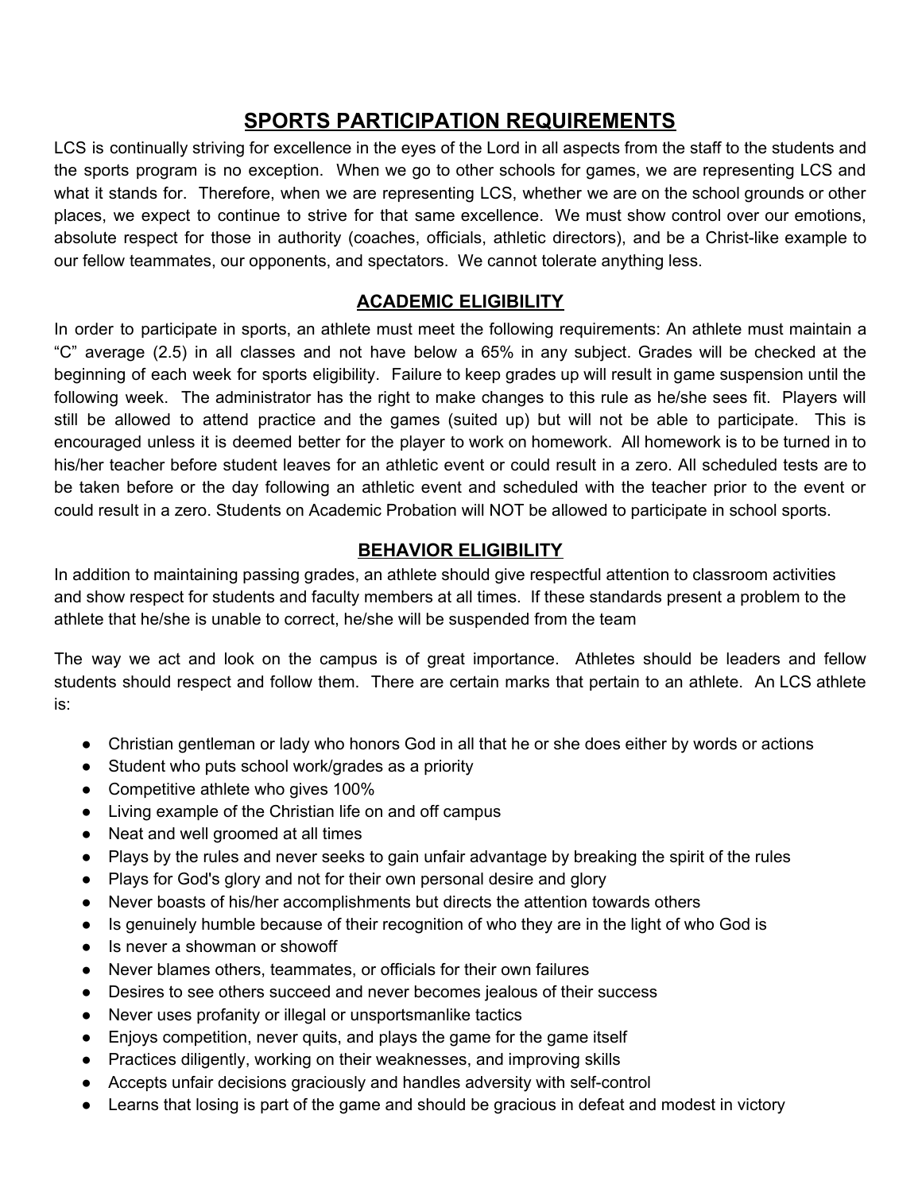## SPORTS PARTICIPATION REQUIREMENTS

LCS is continually striving for excellence in the eyes of the Lord in all aspects from the staff to the students and the sports program is no exception. When we go to other schools for games, we are representing LCS and what it stands for. Therefore, when we are representing LCS, whether we are on the school grounds or other places, we expect to continue to strive for that same excellence. We must show control over our emotions, absolute respect for those in authority (coaches, officials, athletic directors), and be a Christ-like example to our fellow teammates, our opponents, and spectators. We cannot tolerate anything less.

### ACADEMIC ELIGIBILITY

In order to participate in sports, an athlete must meet the following requirements: An athlete must maintain a "C" average (2.5) in all classes and not have below a 65% in any subject. Grades will be checked at the beginning of each week for sports eligibility. Failure to keep grades up will result in game suspension until the following week. The administrator has the right to make changes to this rule as he/she sees fit. Players will still be allowed to attend practice and the games (suited up) but will not be able to participate. This is encouraged unless it is deemed better for the player to work on homework. All homework is to be turned in to his/her teacher before student leaves for an athletic event or could result in a zero. All scheduled tests are to be taken before or the day following an athletic event and scheduled with the teacher prior to the event or could result in a zero. Students on Academic Probation will NOT be allowed to participate in school sports.

### BEHAVIOR ELIGIBILITY

In addition to maintaining passing grades, an athlete should give respectful attention to classroom activities and show respect for students and faculty members at all times. If these standards present a problem to the athlete that he/she is unable to correct, he/she will be suspended from the team

The way we act and look on the campus is of great importance. Athletes should be leaders and fellow students should respect and follow them. There are certain marks that pertain to an athlete. An LCS athlete is:

- Christian gentleman or lady who honors God in all that he or she does either by words or actions
- Student who puts school work/grades as a priority
- Competitive athlete who gives 100%
- Living example of the Christian life on and off campus
- Neat and well groomed at all times
- Plays by the rules and never seeks to gain unfair advantage by breaking the spirit of the rules
- Plays for God's glory and not for their own personal desire and glory
- Never boasts of his/her accomplishments but directs the attention towards others
- Is genuinely humble because of their recognition of who they are in the light of who God is
- Is never a showman or showoff
- Never blames others, teammates, or officials for their own failures
- Desires to see others succeed and never becomes jealous of their success
- Never uses profanity or illegal or unsportsmanlike tactics
- Enjoys competition, never quits, and plays the game for the game itself
- Practices diligently, working on their weaknesses, and improving skills
- Accepts unfair decisions graciously and handles adversity with self-control
- Learns that losing is part of the game and should be gracious in defeat and modest in victory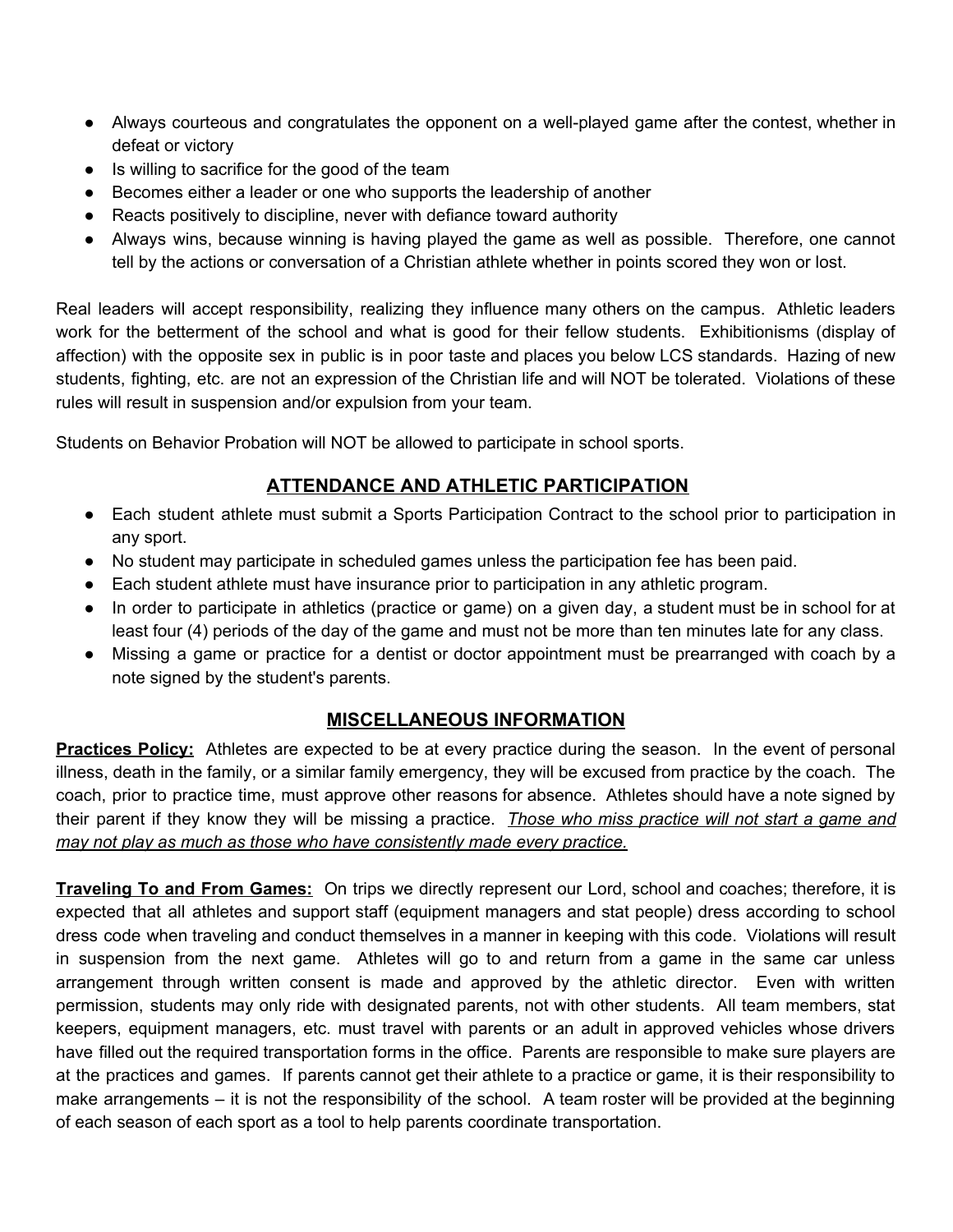- Always courteous and congratulates the opponent on a well-played game after the contest, whether in defeat or victory
- Is willing to sacrifice for the good of the team
- Becomes either a leader or one who supports the leadership of another
- Reacts positively to discipline, never with defiance toward authority
- Always wins, because winning is having played the game as well as possible. Therefore, one cannot tell by the actions or conversation of a Christian athlete whether in points scored they won or lost.

Real leaders will accept responsibility, realizing they influence many others on the campus. Athletic leaders work for the betterment of the school and what is good for their fellow students. Exhibitionisms (display of affection) with the opposite sex in public is in poor taste and places you below LCS standards. Hazing of new students, fighting, etc. are not an expression of the Christian life and will NOT be tolerated. Violations of these rules will result in suspension and/or expulsion from your team.

Students on Behavior Probation will NOT be allowed to participate in school sports.

## ATTENDANCE AND ATHLETIC PARTICIPATION

- Each student athlete must submit a Sports Participation Contract to the school prior to participation in any sport.
- No student may participate in scheduled games unless the participation fee has been paid.
- Each student athlete must have insurance prior to participation in any athletic program.
- In order to participate in athletics (practice or game) on a given day, a student must be in school for at least four (4) periods of the day of the game and must not be more than ten minutes late for any class.
- Missing a game or practice for a dentist or doctor appointment must be prearranged with coach by a note signed by the student's parents.

## MISCELLANEOUS INFORMATION

**Practices Policy:** Athletes are expected to be at every practice during the season. In the event of personal illness, death in the family, or a similar family emergency, they will be excused from practice by the coach. The coach, prior to practice time, must approve other reasons for absence. Athletes should have a note signed by their parent if they know they will be missing a practice. *Those who miss practice will not start a game and may not play as much as those who have consistently made every practice.*

**Traveling To and From Games:** On trips we directly represent our Lord, school and coaches; therefore, it is expected that all athletes and support staff (equipment managers and stat people) dress according to school dress code when traveling and conduct themselves in a manner in keeping with this code. Violations will result in suspension from the next game. Athletes will go to and return from a game in the same car unless arrangement through written consent is made and approved by the athletic director. Even with written permission, students may only ride with designated parents, not with other students. All team members, stat keepers, equipment managers, etc. must travel with parents or an adult in approved vehicles whose drivers have filled out the required transportation forms in the office. Parents are responsible to make sure players are at the practices and games. If parents cannot get their athlete to a practice or game, it is their responsibility to make arrangements – it is not the responsibility of the school. A team roster will be provided at the beginning of each season of each sport as a tool to help parents coordinate transportation.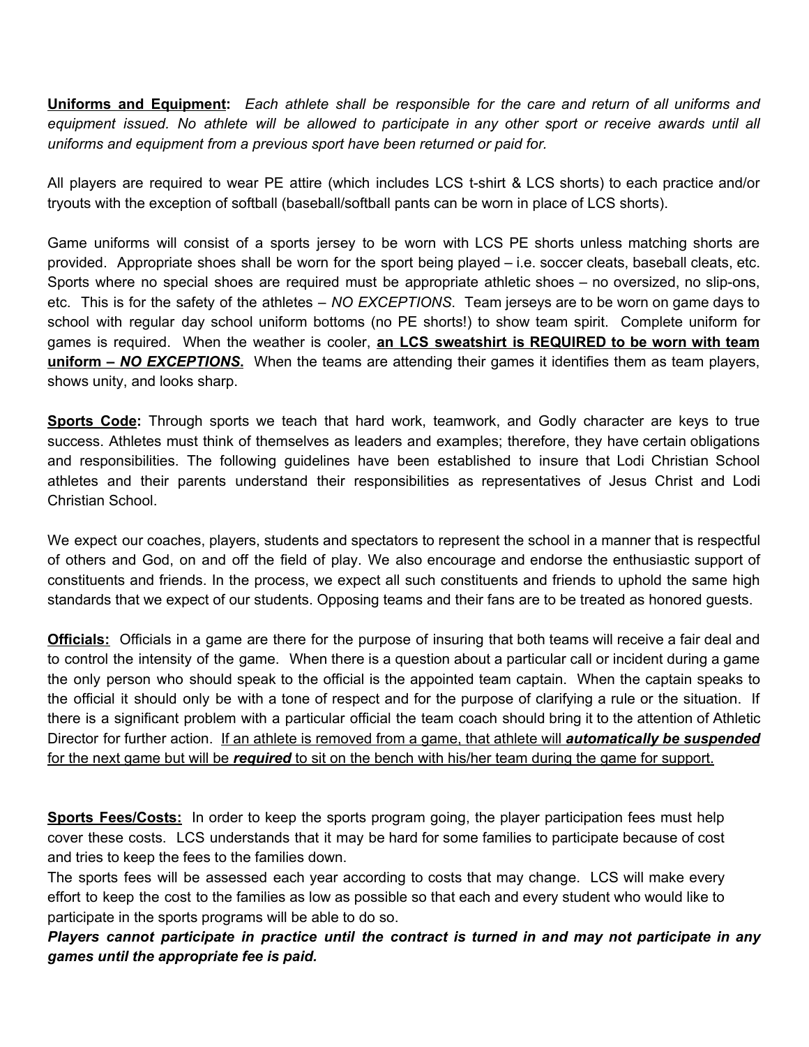**<u>Uniforms and Equipment:</u>** *Each athlete shall be responsible for the care and return of all uniforms and equipment issued. No athlete will be allowed to participate in any other sport or receive awards until all uniforms and equipment from a previous sport have been returned or paid for.*

All players are required to wear PE attire (which includes LCS t-shirt & LCS shorts) to each practice and/or tryouts with the exception of softball (baseball/softball pants can be worn in place of LCS shorts).

Game uniforms will consist of a sports jersey to be worn with LCS PE shorts unless matching shorts are provided. Appropriate shoes shall be worn for the sport being played – i.e. soccer cleats, baseball cleats, etc. Sports where no special shoes are required must be appropriate athletic shoes – no oversized, no slip-ons, etc. This is for the safety of the athletes – *NO EXCEPTIONS*. Team jerseys are to be worn on game days to school with regular day school uniform bottoms (no PE shorts!) to show team spirit. Complete uniform for games is required. When the weather is cooler, **<u>an LCS sweatshirt is REQUIRED to be worn with team uniform – *NO EXCEPTIONS*.</u>** When the teams are attending their games it identifies them as team players, shows unity, and looks sharp.

**<u>Sports Code</u>:** Through sports we teach that hard work, teamwork, and Godly character are keys to true success. Athletes must think of themselves as leaders and examples; therefore, they have certain obligations and responsibilities. The following guidelines have been established to insure that Lodi Christian School athletes and their parents understand their responsibilities as representatives of Jesus Christ and Lodi Christian School.

We expect our coaches, players, students and spectators to represent the school in a manner that is respectful of others and God, on and off the field of play. We also encourage and endorse the enthusiastic support of constituents and friends. In the process, we expect all such constituents and friends to uphold the same high standards that we expect of our students. Opposing teams and their fans are to be treated as honored guests.

**<u>Officials:</u>** Officials in a game are there for the purpose of insuring that both teams will receive a fair deal and to control the intensity of the game. When there is a question about a particular call or incident during a game the only person who should speak to the official is the appointed team captain. When the captain speaks to the official it should only be with a tone of respect and for the purpose of clarifying a rule or the situation. If there is a significant problem with a particular official the team coach should bring it to the attention of Athletic Director for further action. <u>If an athlete is removed from a game, that athlete will ***automatically be suspended*** for the next game but will be ***required*** to sit on the bench with his/her team during the game for support.</u>

**<u>Sports Fees/Costs:</u>** In order to keep the sports program going, the player participation fees must help cover these costs. LCS understands that it may be hard for some families to participate because of cost and tries to keep the fees to the families down.

The sports fees will be assessed each year according to costs that may change. LCS will make every effort to keep the cost to the families as low as possible so that each and every student who would like to participate in the sports programs will be able to do so.

***Players cannot participate in practice until the contract is turned in and may not participate in any games until the appropriate fee is paid.***